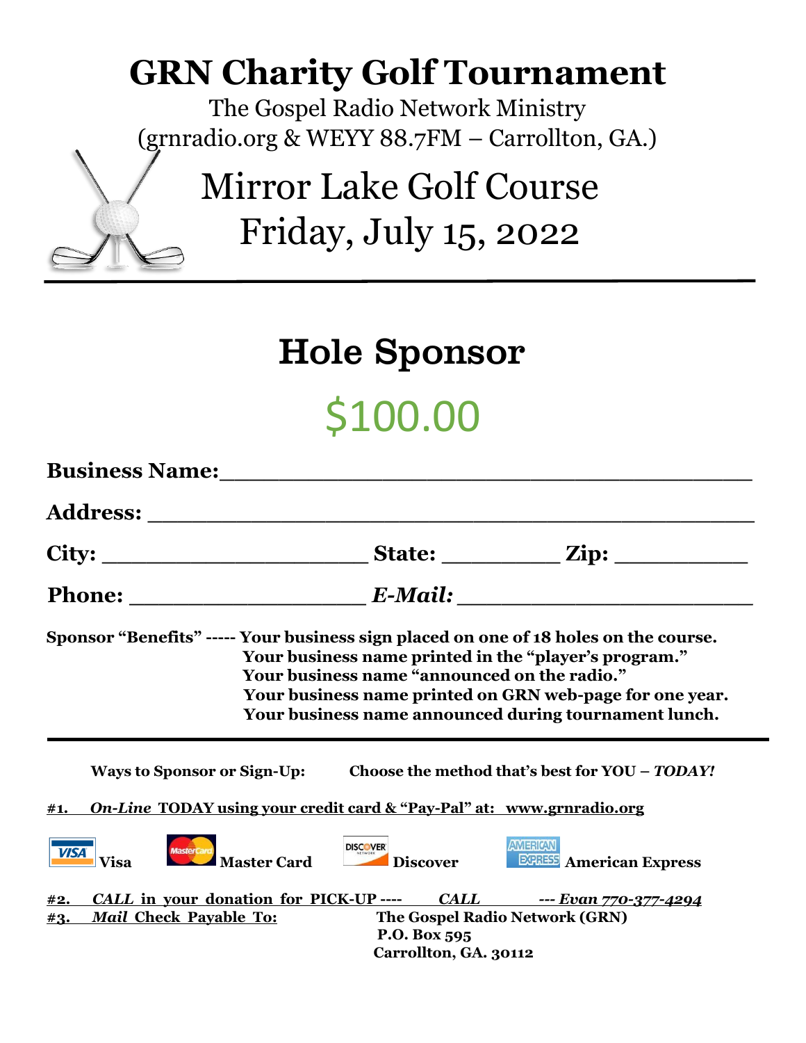# GRN Charity Golf Tournament

The Gospel Radio Network Ministry
(grnradio.org & WEYY 88.7FM – Carrollton, GA.)

Mirror Lake Golf Course
Friday, July 15, 2022

---

## Hole Sponsor

## $100.00

**Business Name:**______________________________________

**Address:** ___________________________________________

**City:** ____________________ **State:** _________ **Zip:** __________

**Phone:** __________________ ***E-Mail:*** ______________________

**Sponsor "Benefits" ----- Your business sign placed on one of 18 holes on the course.**
**Your business name printed in the "player's program."**
**Your business name "announced on the radio."**
**Your business name printed on GRN web-page for one year.**
**Your business name announced during tournament lunch.**

---

**Ways to Sponsor or Sign-Up:** **Choose the method that's best for YOU – *TODAY!***

**#1. *On-Line* TODAY using your credit card & "Pay-Pal" at: www.grnradio.org**

**Visa** **Master Card** **Discover** **American Express**

**#2. *CALL* in your donation for PICK-UP ---- *CALL* --- *Evan 770-377-4294***

**#3. *Mail* Check Payable To:** **The Gospel Radio Network (GRN)**
**P.O. Box 595**
**Carrollton, GA. 30112**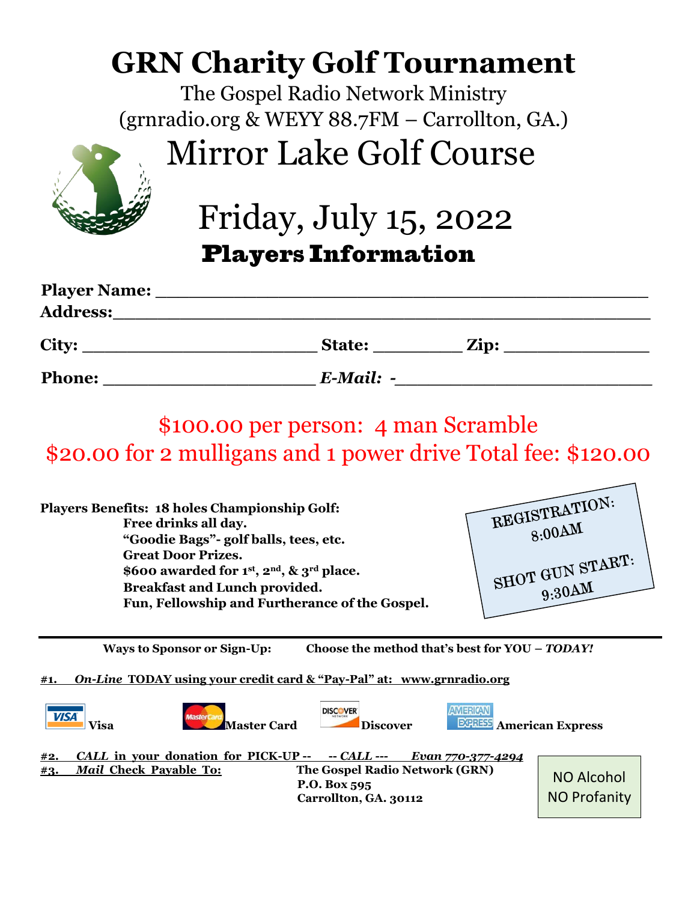# GRN Charity Golf Tournament

The Gospel Radio Network Ministry
(grnradio.org & WEYY 88.7FM – Carrollton, GA.)

## Mirror Lake Golf Course

## Friday, July 15, 2022

### Players Information

**Player Name:** ________________________________________________

**Address:** ___________________________________________________

**City:** _______________________ **State:** _________ **Zip:** _______________

**Phone:** _____________________ ***E-Mail:*** -__________________________

$100.00 per person: 4 man Scramble
$20.00 for 2 mulligans and 1 power drive Total fee: $120.00

**Players Benefits: 18 holes Championship Golf:**
- **Free drinks all day.**
- **"Goodie Bags"- golf balls, tees, etc.**
- **Great Door Prizes.**
- **$600 awarded for 1st, 2nd, & 3rd place.**
- **Breakfast and Lunch provided.**
- **Fun, Fellowship and Furtherance of the Gospel.**

REGISTRATION:
8:00AM

SHOT GUN START:
9:30AM

---

**Ways to Sponsor or Sign-Up:** **Choose the method that's best for YOU – *TODAY!***

**#1. *On-Line* TODAY using your credit card & "Pay-Pal" at: www.grnradio.org**

**Visa** **Master Card** **Discover** **American Express**

**#2. *CALL* in your donation for PICK-UP -- -- *CALL* --- *Evan 770-377-4294***

**#3. *Mail* Check Payable To:** **The Gospel Radio Network (GRN)**
**P.O. Box 595**
**Carrollton, GA. 30112**

NO Alcohol
NO Profanity